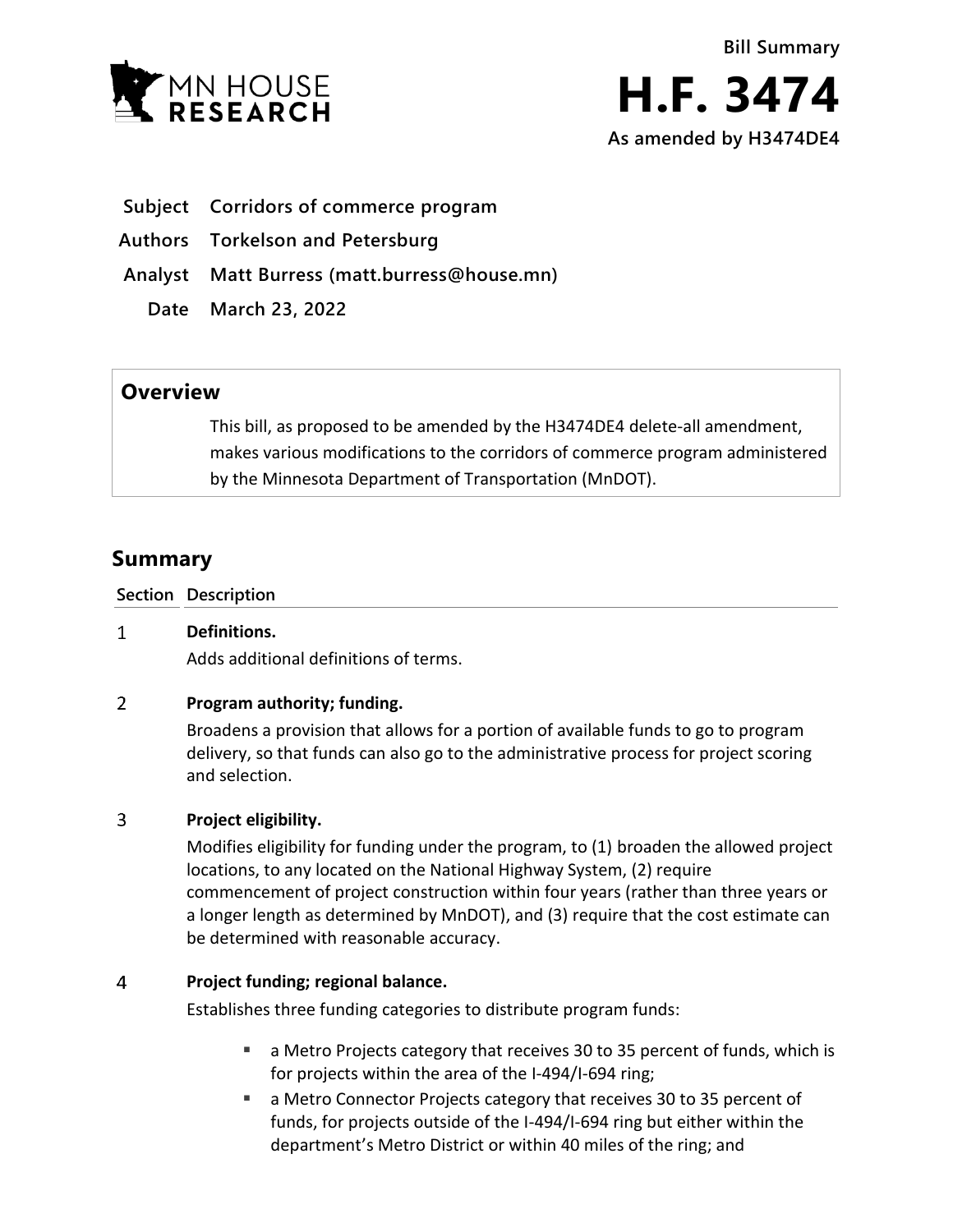MN HOUSE RESEARCH

**Bill Summary**

# H.F. 3474

**As amended by H3474DE4**

**Subject** Corridors of commerce program

**Authors** Torkelson and Petersburg

**Analyst** Matt Burress (matt.burress@house.mn)

**Date** March 23, 2022

## Overview

This bill, as proposed to be amended by the H3474DE4 delete-all amendment, makes various modifications to the corridors of commerce program administered by the Minnesota Department of Transportation (MnDOT).

## Summary

| Section | Description |
|---|---|
| 1 | **Definitions.** Adds additional definitions of terms. |
| 2 | **Program authority; funding.** Broadens a provision that allows for a portion of available funds to go to program delivery, so that funds can also go to the administrative process for project scoring and selection. |
| 3 | **Project eligibility.** Modifies eligibility for funding under the program, to (1) broaden the allowed project locations, to any located on the National Highway System, (2) require commencement of project construction within four years (rather than three years or a longer length as determined by MnDOT), and (3) require that the cost estimate can be determined with reasonable accuracy. |
| 4 | **Project funding; regional balance.** Establishes three funding categories to distribute program funds:<br>▪ a Metro Projects category that receives 30 to 35 percent of funds, which is for projects within the area of the I-494/I-694 ring;<br>▪ a Metro Connector Projects category that receives 30 to 35 percent of funds, for projects outside of the I-494/I-694 ring but either within the department's Metro District or within 40 miles of the ring; and |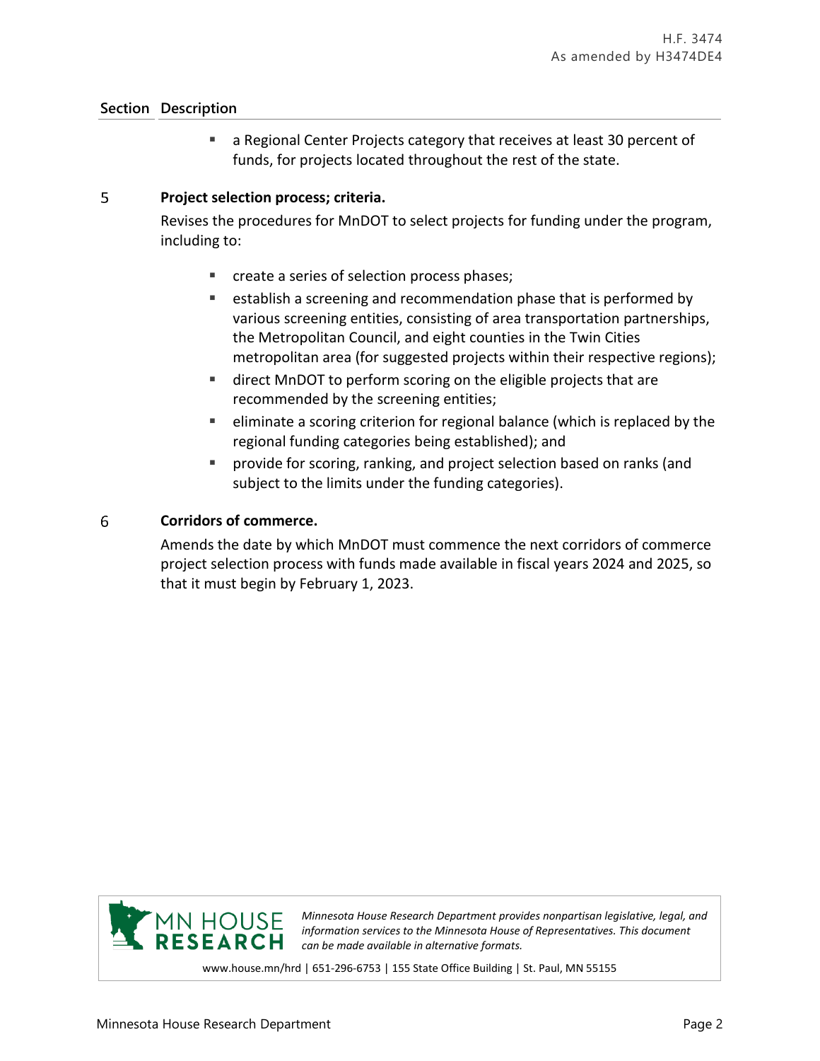| Section | Description |
|---|---|
| | ▪ a Regional Center Projects category that receives at least 30 percent of funds, for projects located throughout the rest of the state. |
| 5 | **Project selection process; criteria.**<br>Revises the procedures for MnDOT to select projects for funding under the program, including to:<br>▪ create a series of selection process phases;<br>▪ establish a screening and recommendation phase that is performed by various screening entities, consisting of area transportation partnerships, the Metropolitan Council, and eight counties in the Twin Cities metropolitan area (for suggested projects within their respective regions);<br>▪ direct MnDOT to perform scoring on the eligible projects that are recommended by the screening entities;<br>▪ eliminate a scoring criterion for regional balance (which is replaced by the regional funding categories being established); and<br>▪ provide for scoring, ranking, and project selection based on ranks (and subject to the limits under the funding categories). |
| 6 | **Corridors of commerce.**<br>Amends the date by which MnDOT must commence the next corridors of commerce project selection process with funds made available in fiscal years 2024 and 2025, so that it must begin by February 1, 2023. |

MN HOUSE RESEARCH

*Minnesota House Research Department provides nonpartisan legislative, legal, and information services to the Minnesota House of Representatives. This document can be made available in alternative formats.*

www.house.mn/hrd | 651-296-6753 | 155 State Office Building | St. Paul, MN 55155